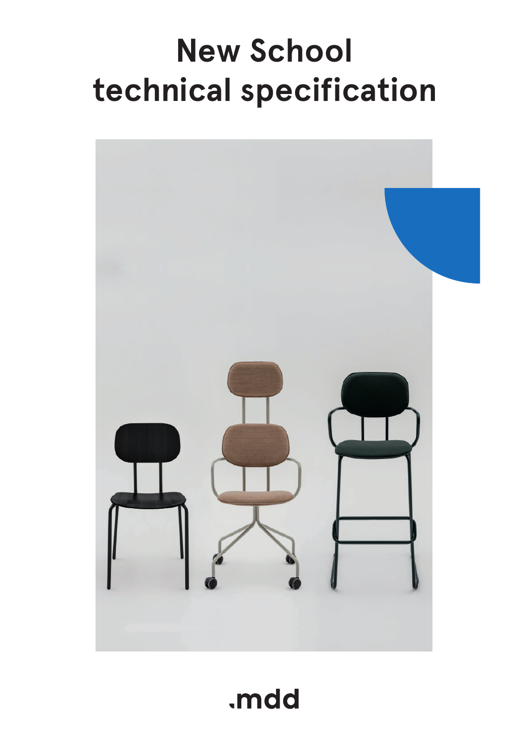# New School technical specification

.mdd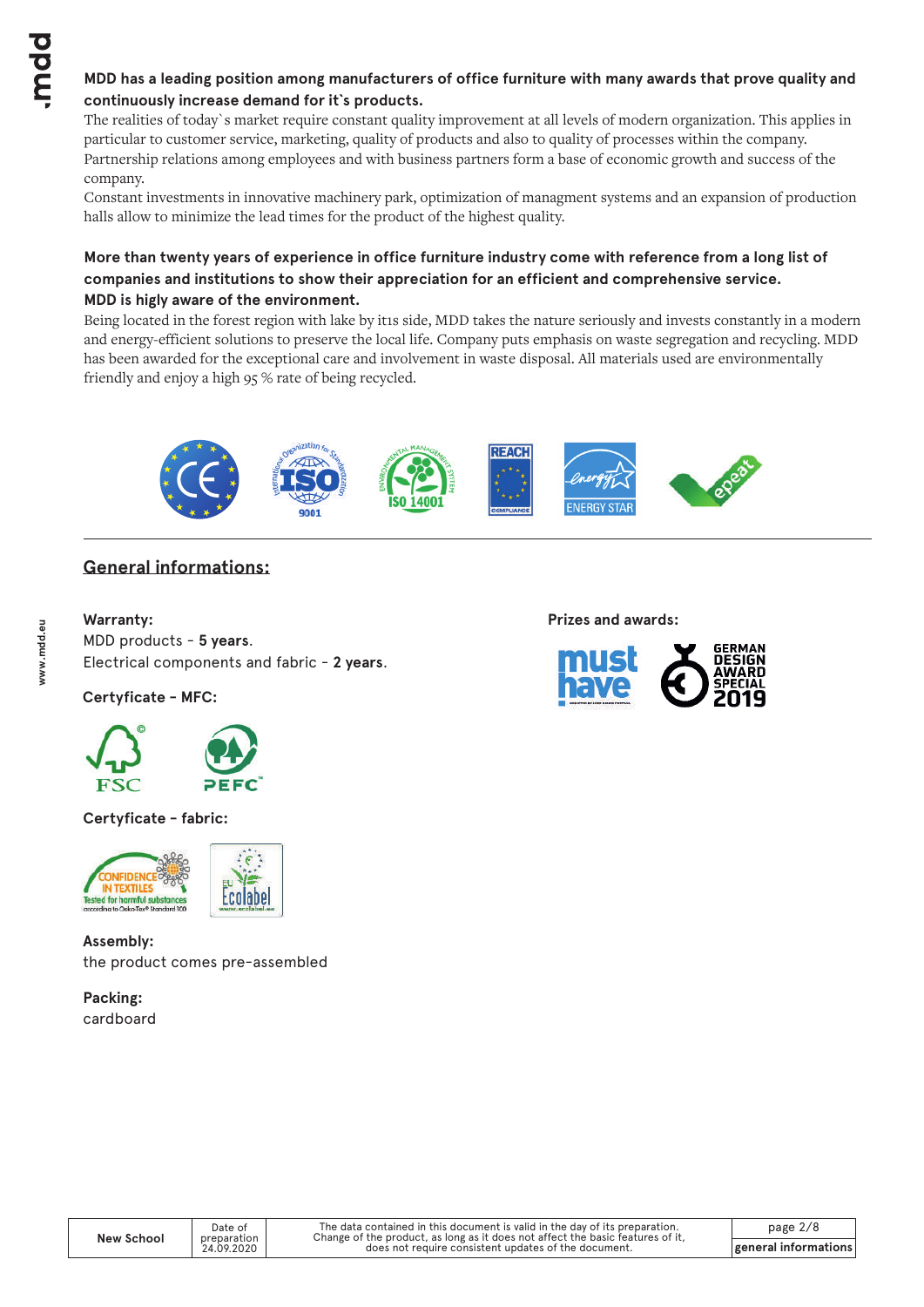**MDD has a leading position among manufacturers of office furniture with many awards that prove quality and continuously increase demand for it`s products.**

The realities of today`s market require constant quality improvement at all levels of modern organization. This applies in particular to customer service, marketing, quality of products and also to quality of processes within the company. Partnership relations among employees and with business partners form a base of economic growth and success of the company.

Constant investments in innovative machinery park, optimization of managment systems and an expansion of production halls allow to minimize the lead times for the product of the highest quality.

**More than twenty years of experience in office furniture industry come with reference from a long list of companies and institutions to show their appreciation for an efficient and comprehensive service.**

**MDD is higly aware of the environment.**

Being located in the forest region with lake by it1s side, MDD takes the nature seriously and invests constantly in a modern and energy-efficient solutions to preserve the local life. Company puts emphasis on waste segregation and recycling. MDD has been awarded for the exceptional care and involvement in waste disposal. All materials used are environmentally friendly and enjoy a high 95 % rate of being recycled.

## General informations:

**Warranty:**

MDD products - **5 years**.

Electrical components and fabric - **2 years**.

**Certyficate - MFC:**

**Certyficate - fabric:**

**Assembly:**

the product comes pre-assembled

**Packing:**

cardboard

**Prizes and awards:**

| New School | Date of preparation 24.09.2020 | The data contained in this document is valid in the day of its preparation. Change of the product, as long as it does not affect the basic features of it, does not require consistent updates of the document. | general informations |
|---|---|---|---|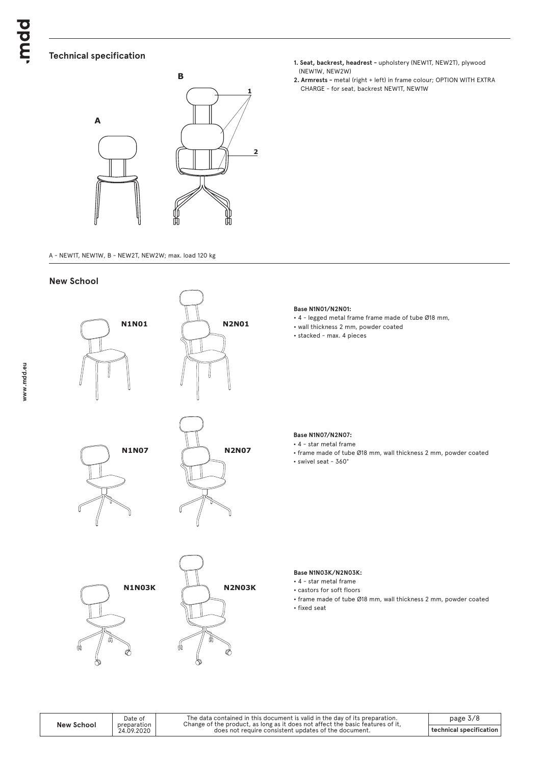## Technical specification

A B

1. **Seat, backrest, headrest** – upholstery (NEW1T, NEW2T), plywood (NEW1W, NEW2W)
2. **Armrests** – metal (right + left) in frame colour; OPTION WITH EXTRA CHARGE - for seat, backrest NEW1T, NEW1W

A - NEW1T, NEW1W, B - NEW2T, NEW2W; max. load 120 kg

## New School

N1N01 N2N01

**Base N1N01/N2N01:**

- 4 - legged metal frame frame made of tube Ø18 mm,
- wall thickness 2 mm, powder coated
- stacked - max. 4 pieces

N1N07 N2N07

**Base N1N07/N2N07:**

- 4 - star metal frame
- frame made of tube Ø18 mm, wall thickness 2 mm, powder coated
- swivel seat - 360°

N1N03K N2N03K

**Base N1N03K/N2N03K:**

- 4 - star metal frame
- castors for soft floors
- frame made of tube Ø18 mm, wall thickness 2 mm, powder coated
- fixed seat

| New School | Date of preparation 24.09.2020 | The data contained in this document is valid in the day of its preparation. Change of the product, as long as it does not affect the basic features of it, does not require consistent updates of the document. | technical specification |
|---|---|---|---|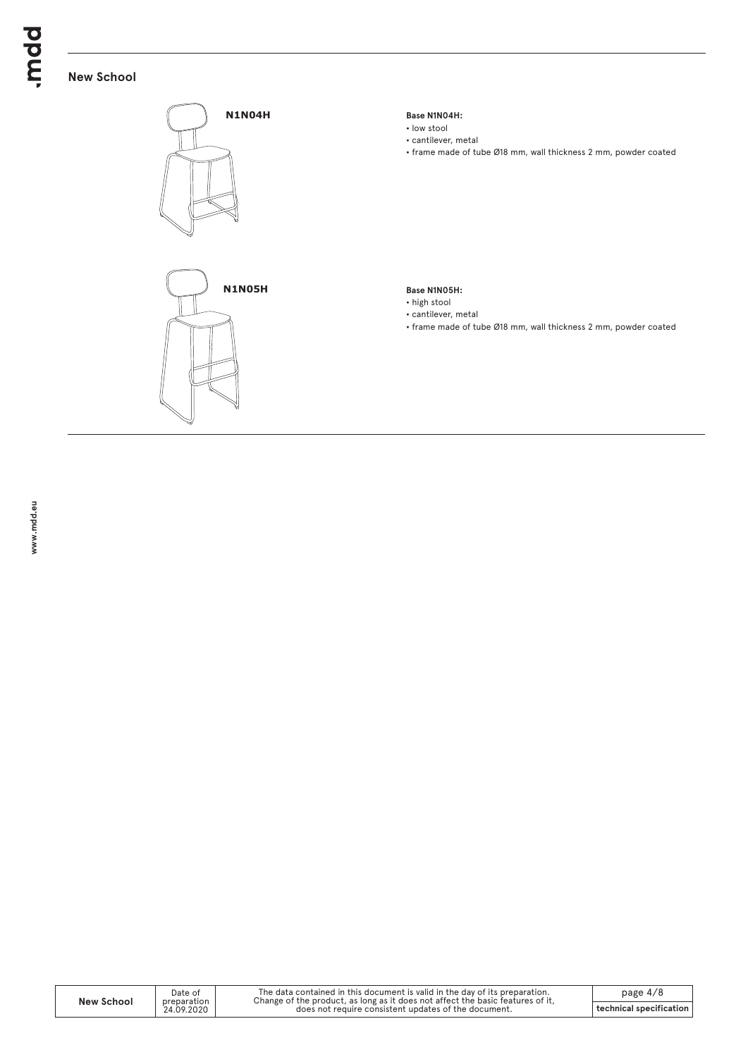## New School

**N1N04H**

**Base N1N04H:**
- low stool
- cantilever, metal
- frame made of tube Ø18 mm, wall thickness 2 mm, powder coated

**N1N05H**

**Base N1N05H:**
- high stool
- cantilever, metal
- frame made of tube Ø18 mm, wall thickness 2 mm, powder coated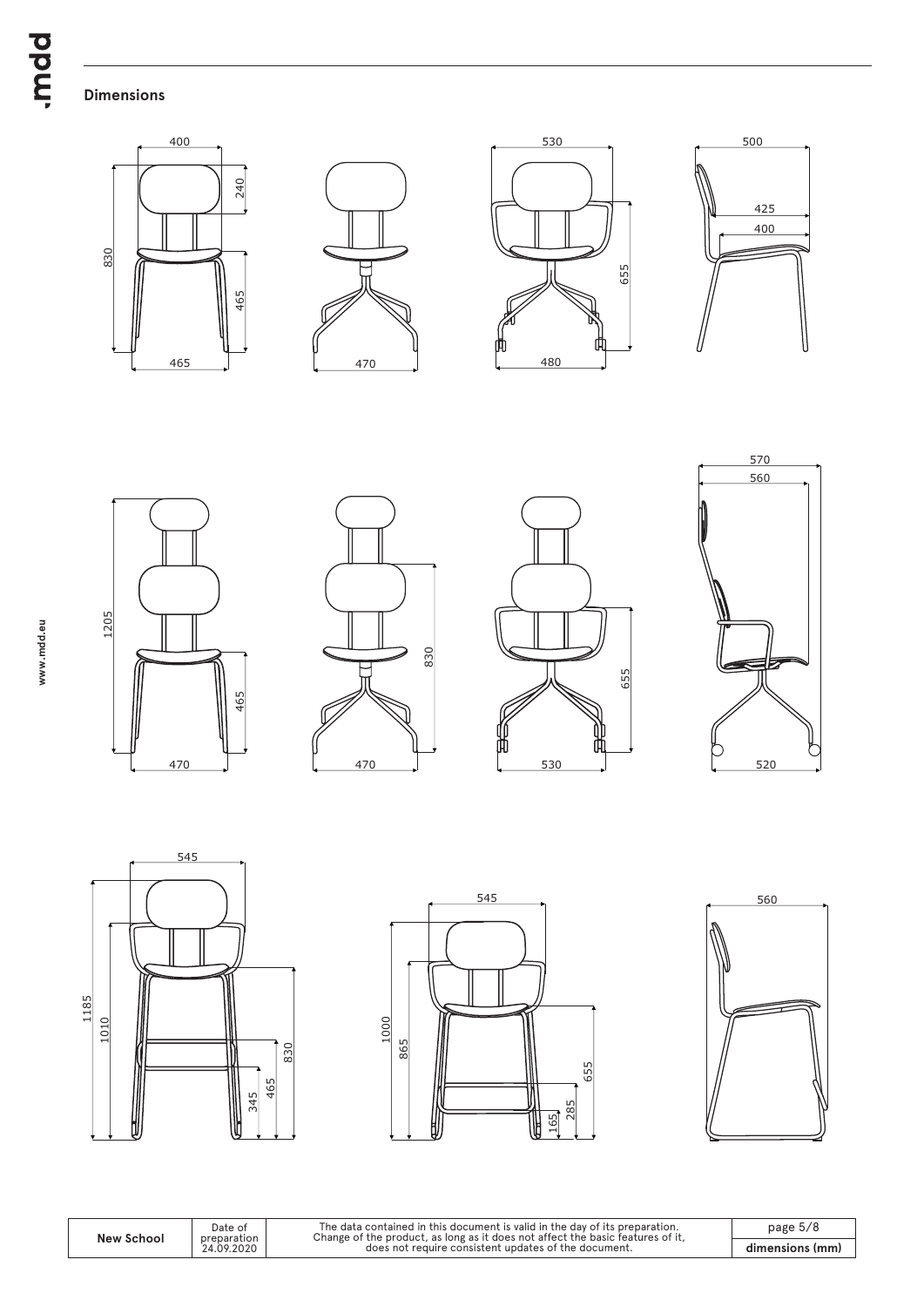## Dimensions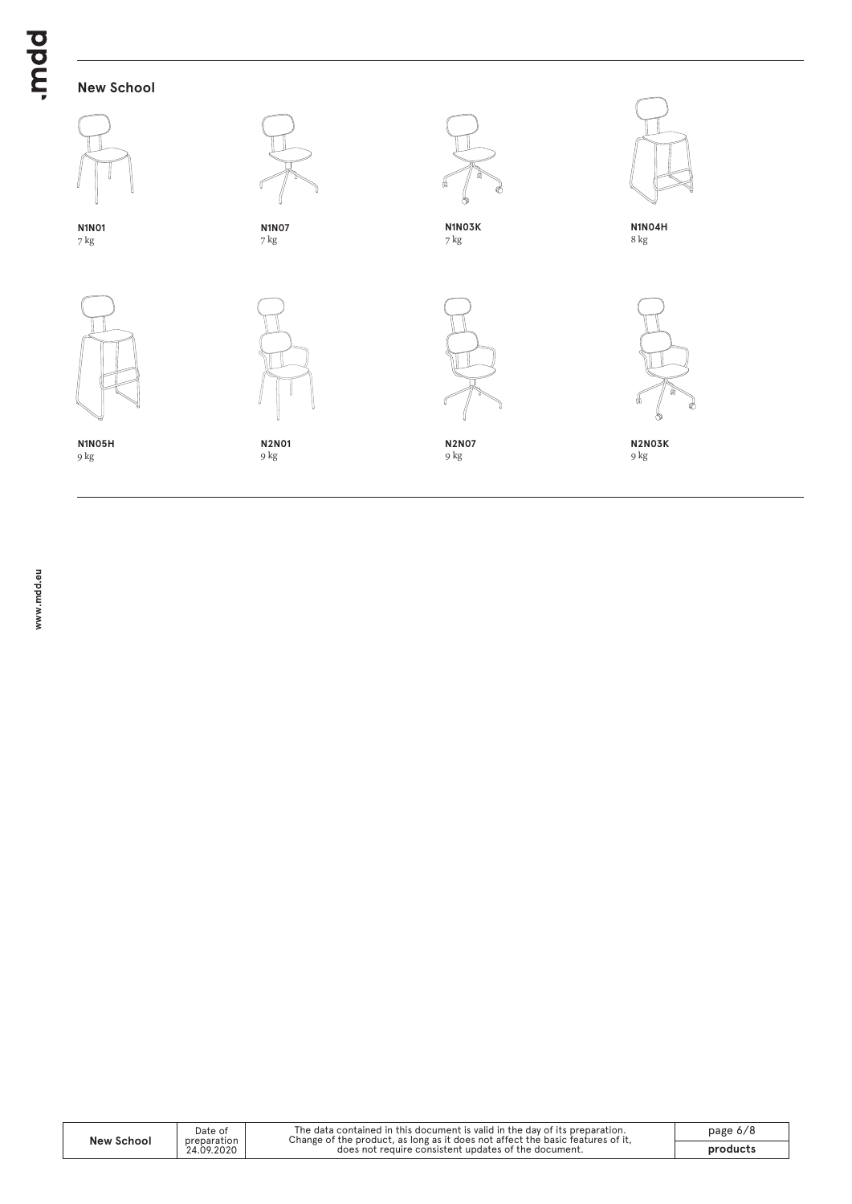## New School

N1N01
7 kg

N1N07
7 kg

N1N03K
7 kg

N1N04H
8 kg

N1N05H
9 kg

N2N01
9 kg

N2N07
9 kg

N2N03K
9 kg

| New School | Date of preparation 24.09.2020 | The data contained in this document is valid in the day of its preparation. Change of the product, as long as it does not affect the basic features of it, does not require consistent updates of the document. | products |
|---|---|---|---|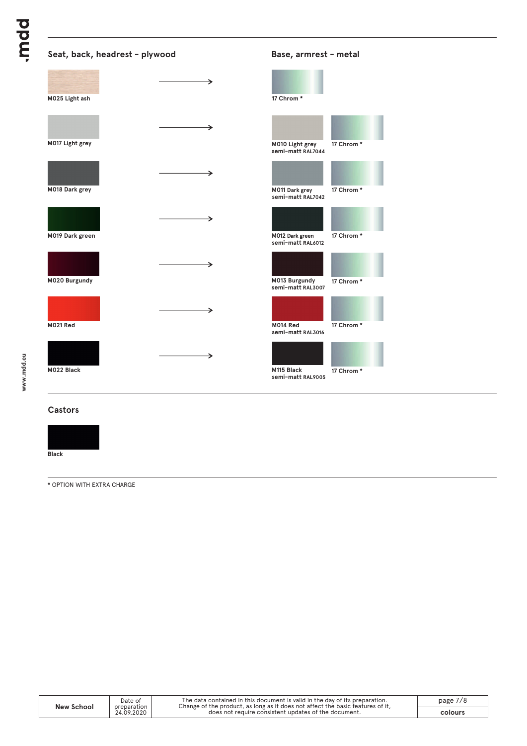## Seat, back, headrest - plywood

## Base, armrest - metal

| Seat, back, headrest - plywood | | Base, armrest - metal | |
|---|---|---|---|
| M025 Light ash | → | 17 Chrom * | |
| M017 Light grey | → | M010 Light grey semi-matt RAL7044 | 17 Chrom * |
| M018 Dark grey | → | M011 Dark grey semi-matt RAL7042 | 17 Chrom * |
| M019 Dark green | → | M012 Dark green semi-matt RAL6012 | 17 Chrom * |
| M020 Burgundy | → | M013 Burgundy semi-matt RAL3007 | 17 Chrom * |
| M021 Red | → | M014 Red semi-matt RAL3016 | 17 Chrom * |
| M022 Black | → | M115 Black semi-matt RAL9005 | 17 Chrom * |

## Castors

Black

* OPTION WITH EXTRA CHARGE

| New School | Date of preparation 24.09.2020 | The data contained in this document is valid in the day of its preparation. Change of the product, as long as it does not affect the basic features of it, does not require consistent updates of the document. | colours |
|---|---|---|---|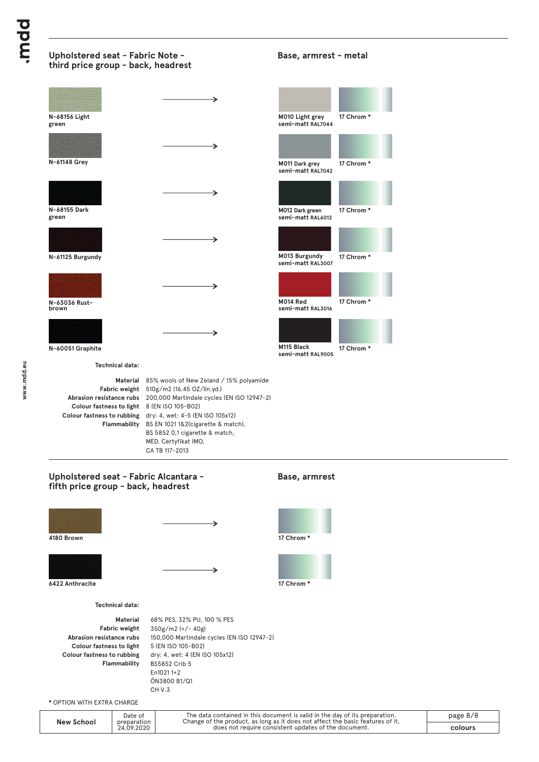## Upholstered seat - Fabric Note - third price group - back, headrest

## Base, armrest - metal

| Fabric | Base, armrest - metal | |
|---|---|---|
| N-68156 Light green | M010 Light grey semi-matt RAL7044 | 17 Chrom * |
| N-61148 Grey | M011 Dark grey semi-matt RAL7042 | 17 Chrom * |
| N-68155 Dark green | M012 Dark green semi-matt RAL6012 | 17 Chrom * |
| N-61125 Burgundy | M013 Burgundy semi-matt RAL3007 | 17 Chrom * |
| N-63036 Rust-brown | M014 Red semi-matt RAL3016 | 17 Chrom * |
| N-60051 Graphite | M115 Black semi-matt RAL9005 | 17 Chrom * |

**Technical data:**

| | |
|---|---|
| **Material** | 85% wools of New Zeland / 15% polyamide |
| **Fabric weight** | 510g/m2 (16.45 OZ/lin.yd.) |
| **Abrasion resistance rubs** | 200,000 Martindale cycles (EN ISO 12947-2) |
| **Colour fastness to light** | 8 (EN ISO 105-B02) |
| **Colour fastness to rubbing** | dry: 4, wet: 4-5 (EN ISO 105x12) |
| **Flammability** | BS EN 1021 1&2(cigarette & match), BS 5852 0,1 cigarette & match, MED. Certyfikat IMO, CA TB 117-2013 |

## Upholstered seat - Fabric Alcantara - fifth price group - back, headrest

## Base, armrest

| Fabric | Base, armrest |
|---|---|
| 4180 Brown | 17 Chrom * |
| 6422 Anthracite | 17 Chrom * |

**Technical data:**

| | |
|---|---|
| **Material** | 68% PES, 32% PU, 100 % PES |
| **Fabric weight** | 350g/m2 (+/- 40g) |
| **Abrasion resistance rubs** | 150,000 Martindale cycles (EN ISO 12947-2) |
| **Colour fastness to light** | 5 (EN ISO 105-B02) |
| **Colour fastness to rubbing** | dry: 4, wet: 4 (EN ISO 105x12) |
| **Flammability** | BS5852 Crib 5, En1021 1+2, ÖN3800 B1/Q1, CH V.3 |

**\*** OPTION WITH EXTRA CHARGE

| New School | Date of preparation 24.09.2020 | The data contained in this document is valid in the day of its preparation. Change of the product, as long as it does not affect the basic features of it, does not require consistent updates of the document. | colours |
|---|---|---|---|